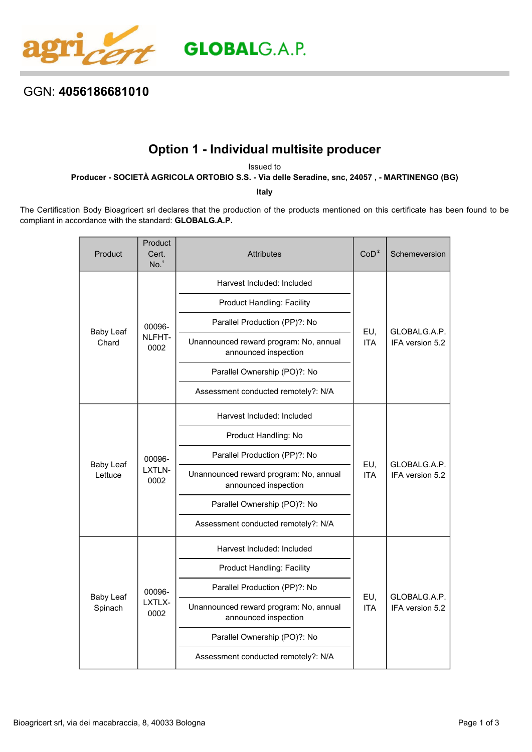GGN: **4056186681010**

# Option 1 - Individual multisite producer

Issued to

**Producer - SOCIETÀ AGRICOLA ORTOBIO S.S. - Via delle Seradine, snc, 24057 , - MARTINENGO (BG)**

**Italy**

The Certification Body Bioagricert srl declares that the production of the products mentioned on this certificate has been found to be compliant in accordance with the standard: **GLOBALG.A.P.**

| Product | Product Cert. No.[1] | Attributes | CoD[2] | Schemeversion |
|---|---|---|---|---|
| Baby Leaf Chard | 00096-NLFHT-0002 | Harvest Included: Included<br>Product Handling: Facility<br>Parallel Production (PP)?: No<br>Unannounced reward program: No, annual announced inspection<br>Parallel Ownership (PO)?: No<br>Assessment conducted remotely?: N/A | EU, ITA | GLOBALG.A.P. IFA version 5.2 |
| Baby Leaf Lettuce | 00096-LXTLN-0002 | Harvest Included: Included<br>Product Handling: No<br>Parallel Production (PP)?: No<br>Unannounced reward program: No, annual announced inspection<br>Parallel Ownership (PO)?: No<br>Assessment conducted remotely?: N/A | EU, ITA | GLOBALG.A.P. IFA version 5.2 |
| Baby Leaf Spinach | 00096-LXTLX-0002 | Harvest Included: Included<br>Product Handling: Facility<br>Parallel Production (PP)?: No<br>Unannounced reward program: No, annual announced inspection<br>Parallel Ownership (PO)?: No<br>Assessment conducted remotely?: N/A | EU, ITA | GLOBALG.A.P. IFA version 5.2 |

Bioagricert srl, via dei macabraccia, 8, 40033 Bologna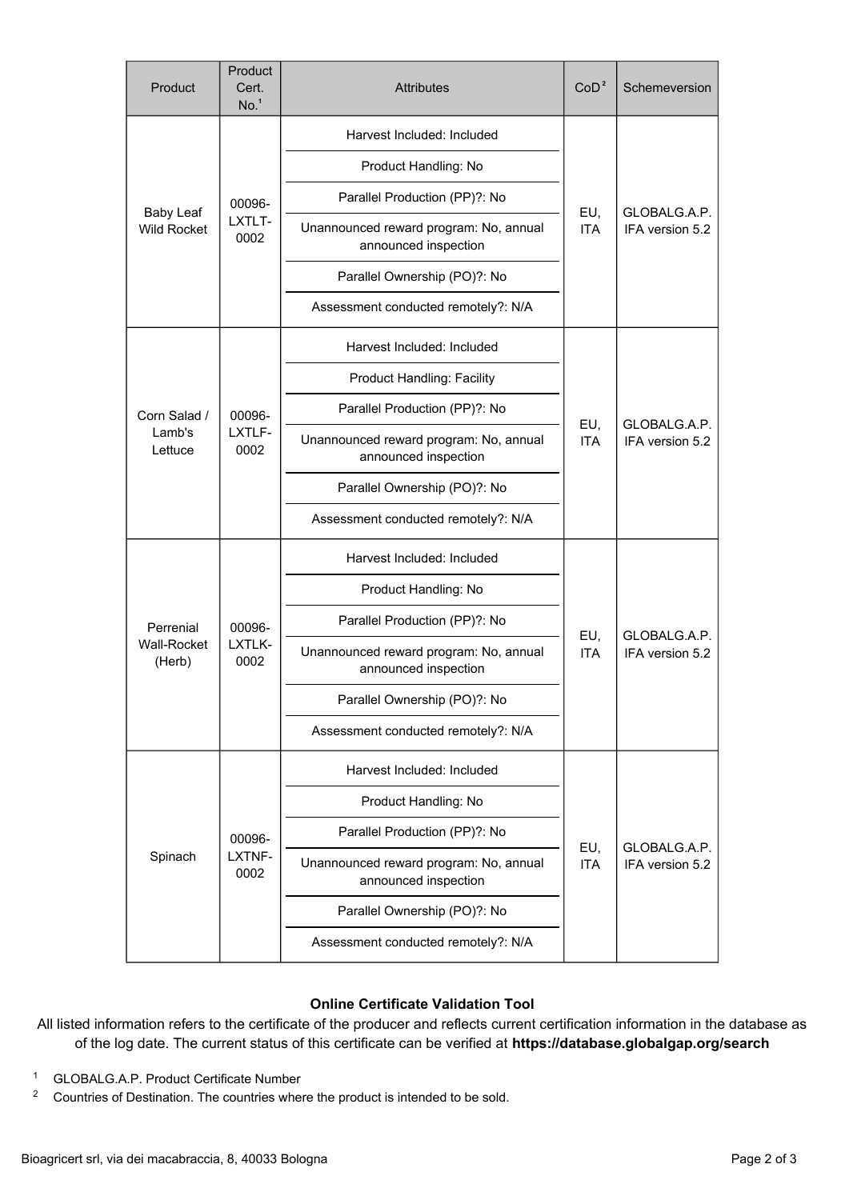| Product | Product Cert. No.[1] | Attributes | CoD[2] | Schemeversion |
|---|---|---|---|---|
| Baby Leaf Wild Rocket | 00096-LXTLT-0002 | Harvest Included: Included<br>Product Handling: No<br>Parallel Production (PP)?: No<br>Unannounced reward program: No, annual announced inspection<br>Parallel Ownership (PO)?: No<br>Assessment conducted remotely?: N/A | EU, ITA | GLOBALG.A.P. IFA version 5.2 |
| Corn Salad / Lamb's Lettuce | 00096-LXTLF-0002 | Harvest Included: Included<br>Product Handling: Facility<br>Parallel Production (PP)?: No<br>Unannounced reward program: No, annual announced inspection<br>Parallel Ownership (PO)?: No<br>Assessment conducted remotely?: N/A | EU, ITA | GLOBALG.A.P. IFA version 5.2 |
| Perrenial Wall-Rocket (Herb) | 00096-LXTLK-0002 | Harvest Included: Included<br>Product Handling: No<br>Parallel Production (PP)?: No<br>Unannounced reward program: No, annual announced inspection<br>Parallel Ownership (PO)?: No<br>Assessment conducted remotely?: N/A | EU, ITA | GLOBALG.A.P. IFA version 5.2 |
| Spinach | 00096-LXTNF-0002 | Harvest Included: Included<br>Product Handling: No<br>Parallel Production (PP)?: No<br>Unannounced reward program: No, annual announced inspection<br>Parallel Ownership (PO)?: No<br>Assessment conducted remotely?: N/A | EU, ITA | GLOBALG.A.P. IFA version 5.2 |

**Online Certificate Validation Tool**

All listed information refers to the certificate of the producer and reflects current certification information in the database as of the log date. The current status of this certificate can be verified at **https://database.globalgap.org/search**

[1] GLOBALG.A.P. Product Certificate Number

[2] Countries of Destination. The countries where the product is intended to be sold.

Bioagricert srl, via dei macabraccia, 8, 40033 Bologna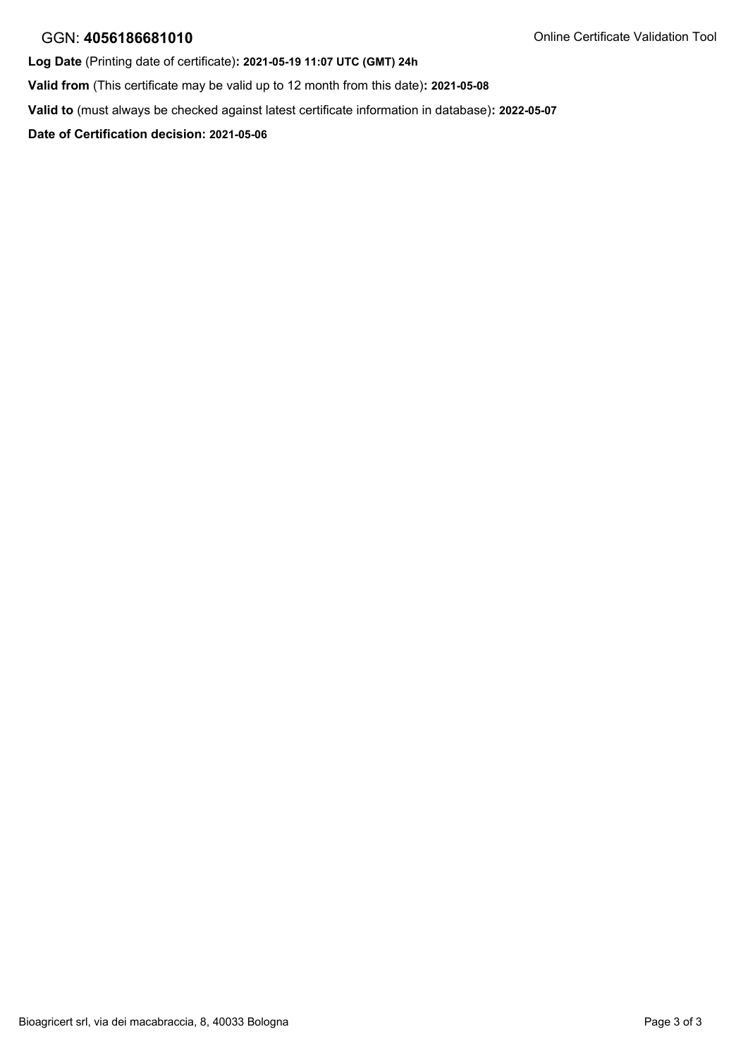GGN: **4056186681010**

**Log Date** (Printing date of certificate)**: 2021-05-19 11:07 UTC (GMT) 24h**

**Valid from** (This certificate may be valid up to 12 month from this date)**: 2021-05-08**

**Valid to** (must always be checked against latest certificate information in database)**: 2022-05-07**

**Date of Certification decision: 2021-05-06**